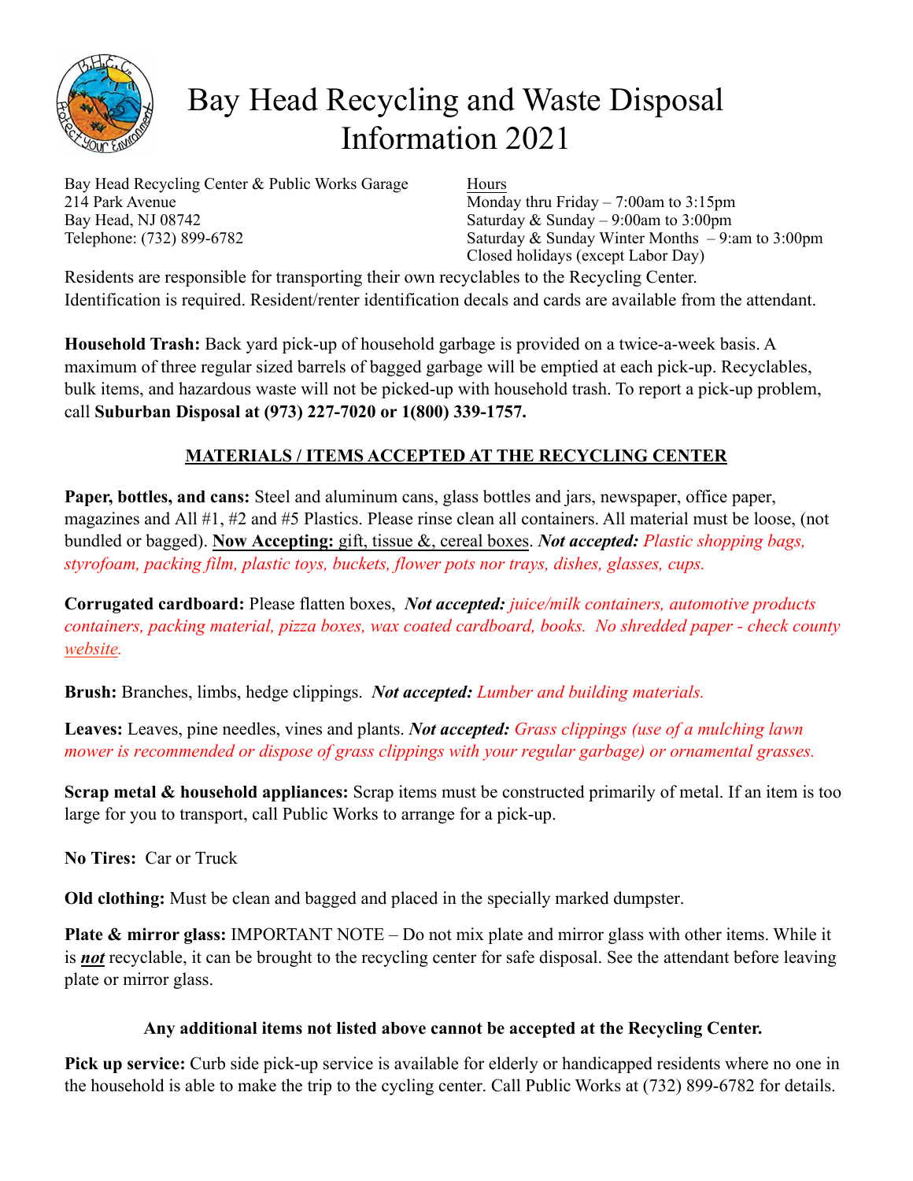# Bay Head Recycling and Waste Disposal Information 2021

Bay Head Recycling Center & Public Works Garage
214 Park Avenue
Bay Head, NJ 08742
Telephone: (732) 899-6782

Hours
Monday thru Friday – 7:00am to 3:15pm
Saturday & Sunday – 9:00am to 3:00pm
Saturday & Sunday Winter Months – 9:am to 3:00pm
Closed holidays (except Labor Day)

Residents are responsible for transporting their own recyclables to the Recycling Center. Identification is required. Resident/renter identification decals and cards are available from the attendant.

**Household Trash:** Back yard pick-up of household garbage is provided on a twice-a-week basis. A maximum of three regular sized barrels of bagged garbage will be emptied at each pick-up. Recyclables, bulk items, and hazardous waste will not be picked-up with household trash. To report a pick-up problem, call **Suburban Disposal at (973) 227-7020 or 1(800) 339-1757.**

## MATERIALS / ITEMS ACCEPTED AT THE RECYCLING CENTER

**Paper, bottles, and cans:** Steel and aluminum cans, glass bottles and jars, newspaper, office paper, magazines and All #1, #2 and #5 Plastics. Please rinse clean all containers. All material must be loose, (not bundled or bagged). **Now Accepting:** gift, tissue &, cereal boxes. ***Not accepted:*** *Plastic shopping bags, styrofoam, packing film, plastic toys, buckets, flower pots nor trays, dishes, glasses, cups.*

**Corrugated cardboard:** Please flatten boxes, ***Not accepted:*** *juice/milk containers, automotive products containers, packing material, pizza boxes, wax coated cardboard, books. No shredded paper - check county website.*

**Brush:** Branches, limbs, hedge clippings. ***Not accepted:*** *Lumber and building materials.*

**Leaves:** Leaves, pine needles, vines and plants. ***Not accepted:*** *Grass clippings (use of a mulching lawn mower is recommended or dispose of grass clippings with your regular garbage) or ornamental grasses.*

**Scrap metal & household appliances:** Scrap items must be constructed primarily of metal. If an item is too large for you to transport, call Public Works to arrange for a pick-up.

**No Tires:** Car or Truck

**Old clothing:** Must be clean and bagged and placed in the specially marked dumpster.

**Plate & mirror glass:** IMPORTANT NOTE – Do not mix plate and mirror glass with other items. While it is ***not*** recyclable, it can be brought to the recycling center for safe disposal. See the attendant before leaving plate or mirror glass.

**Any additional items not listed above cannot be accepted at the Recycling Center.**

**Pick up service:** Curb side pick-up service is available for elderly or handicapped residents where no one in the household is able to make the trip to the cycling center. Call Public Works at (732) 899-6782 for details.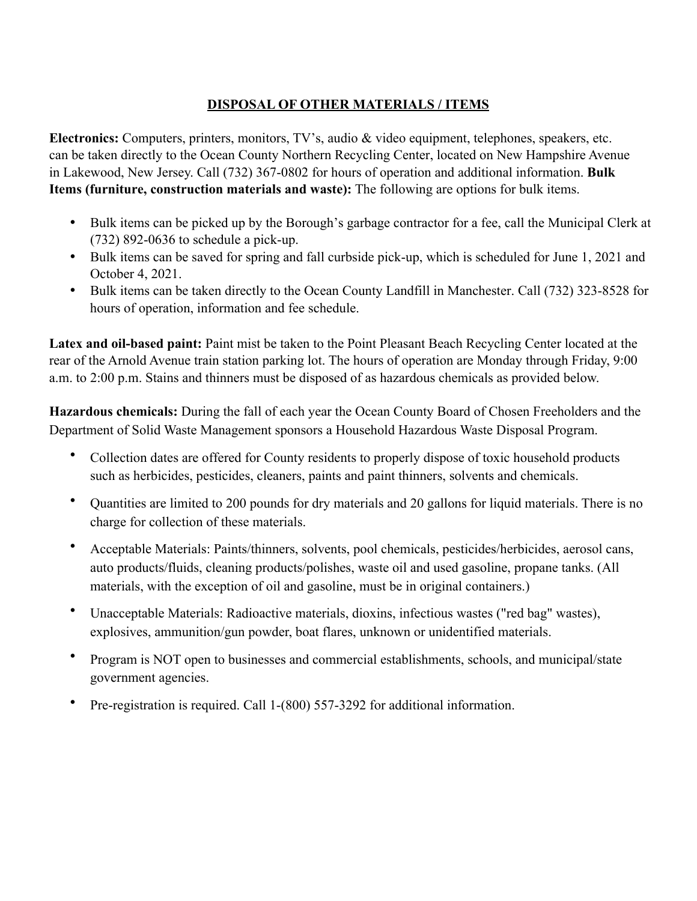## DISPOSAL OF OTHER MATERIALS / ITEMS

**Electronics:** Computers, printers, monitors, TV's, audio & video equipment, telephones, speakers, etc. can be taken directly to the Ocean County Northern Recycling Center, located on New Hampshire Avenue in Lakewood, New Jersey. Call (732) 367-0802 for hours of operation and additional information. **Bulk Items (furniture, construction materials and waste):** The following are options for bulk items.

- Bulk items can be picked up by the Borough's garbage contractor for a fee, call the Municipal Clerk at (732) 892-0636 to schedule a pick-up.
- Bulk items can be saved for spring and fall curbside pick-up, which is scheduled for June 1, 2021 and October 4, 2021.
- Bulk items can be taken directly to the Ocean County Landfill in Manchester. Call (732) 323-8528 for hours of operation, information and fee schedule.

**Latex and oil-based paint:** Paint mist be taken to the Point Pleasant Beach Recycling Center located at the rear of the Arnold Avenue train station parking lot. The hours of operation are Monday through Friday, 9:00 a.m. to 2:00 p.m. Stains and thinners must be disposed of as hazardous chemicals as provided below.

**Hazardous chemicals:** During the fall of each year the Ocean County Board of Chosen Freeholders and the Department of Solid Waste Management sponsors a Household Hazardous Waste Disposal Program.

- Collection dates are offered for County residents to properly dispose of toxic household products such as herbicides, pesticides, cleaners, paints and paint thinners, solvents and chemicals.
- Quantities are limited to 200 pounds for dry materials and 20 gallons for liquid materials. There is no charge for collection of these materials.
- Acceptable Materials: Paints/thinners, solvents, pool chemicals, pesticides/herbicides, aerosol cans, auto products/fluids, cleaning products/polishes, waste oil and used gasoline, propane tanks. (All materials, with the exception of oil and gasoline, must be in original containers.)
- Unacceptable Materials: Radioactive materials, dioxins, infectious wastes ("red bag" wastes), explosives, ammunition/gun powder, boat flares, unknown or unidentified materials.
- Program is NOT open to businesses and commercial establishments, schools, and municipal/state government agencies.
- Pre-registration is required. Call 1-(800) 557-3292 for additional information.